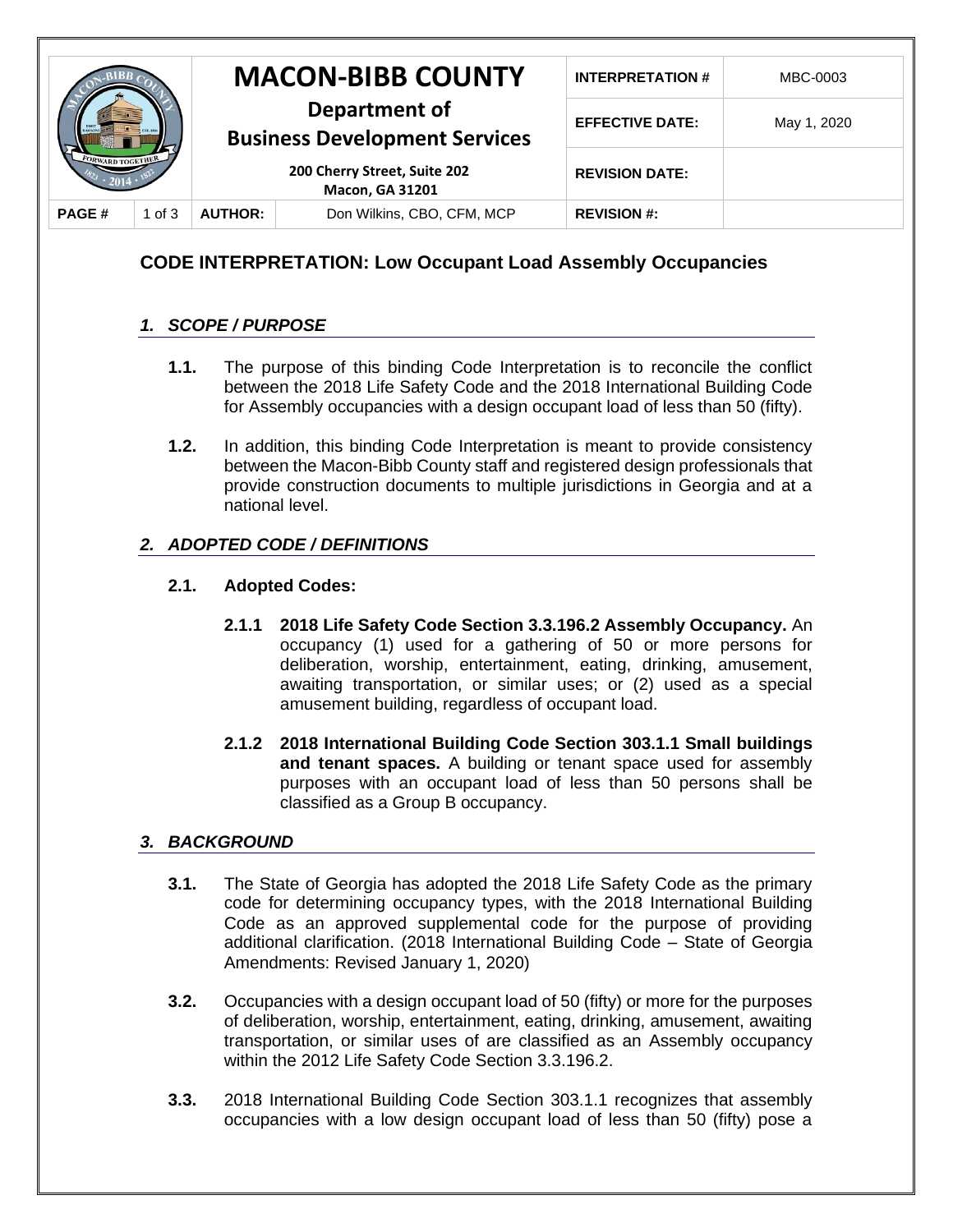| | **MACON-BIBB COUNTY** | | | **INTERPRETATION #** | MBC-0003 |
|---|---|---|---|---|---|
| | **Department of Business Development Services** | | | **EFFECTIVE DATE:** | May 1, 2020 |
| | **200 Cherry Street, Suite 202 Macon, GA 31201** | | | **REVISION DATE:** | |
| **PAGE #** | 1 of 3 | **AUTHOR:** | Don Wilkins, CBO, CFM, MCP | **REVISION #:** | |

## CODE INTERPRETATION: Low Occupant Load Assembly Occupancies

### *1. SCOPE / PURPOSE*

**1.1.** The purpose of this binding Code Interpretation is to reconcile the conflict between the 2018 Life Safety Code and the 2018 International Building Code for Assembly occupancies with a design occupant load of less than 50 (fifty).

**1.2.** In addition, this binding Code Interpretation is meant to provide consistency between the Macon-Bibb County staff and registered design professionals that provide construction documents to multiple jurisdictions in Georgia and at a national level.

### *2. ADOPTED CODE / DEFINITIONS*

**2.1. Adopted Codes:**

**2.1.1 2018 Life Safety Code Section 3.3.196.2 Assembly Occupancy.** An occupancy (1) used for a gathering of 50 or more persons for deliberation, worship, entertainment, eating, drinking, amusement, awaiting transportation, or similar uses; or (2) used as a special amusement building, regardless of occupant load.

**2.1.2 2018 International Building Code Section 303.1.1 Small buildings and tenant spaces.** A building or tenant space used for assembly purposes with an occupant load of less than 50 persons shall be classified as a Group B occupancy.

### *3. BACKGROUND*

**3.1.** The State of Georgia has adopted the 2018 Life Safety Code as the primary code for determining occupancy types, with the 2018 International Building Code as an approved supplemental code for the purpose of providing additional clarification. (2018 International Building Code – State of Georgia Amendments: Revised January 1, 2020)

**3.2.** Occupancies with a design occupant load of 50 (fifty) or more for the purposes of deliberation, worship, entertainment, eating, drinking, amusement, awaiting transportation, or similar uses of are classified as an Assembly occupancy within the 2012 Life Safety Code Section 3.3.196.2.

**3.3.** 2018 International Building Code Section 303.1.1 recognizes that assembly occupancies with a low design occupant load of less than 50 (fifty) pose a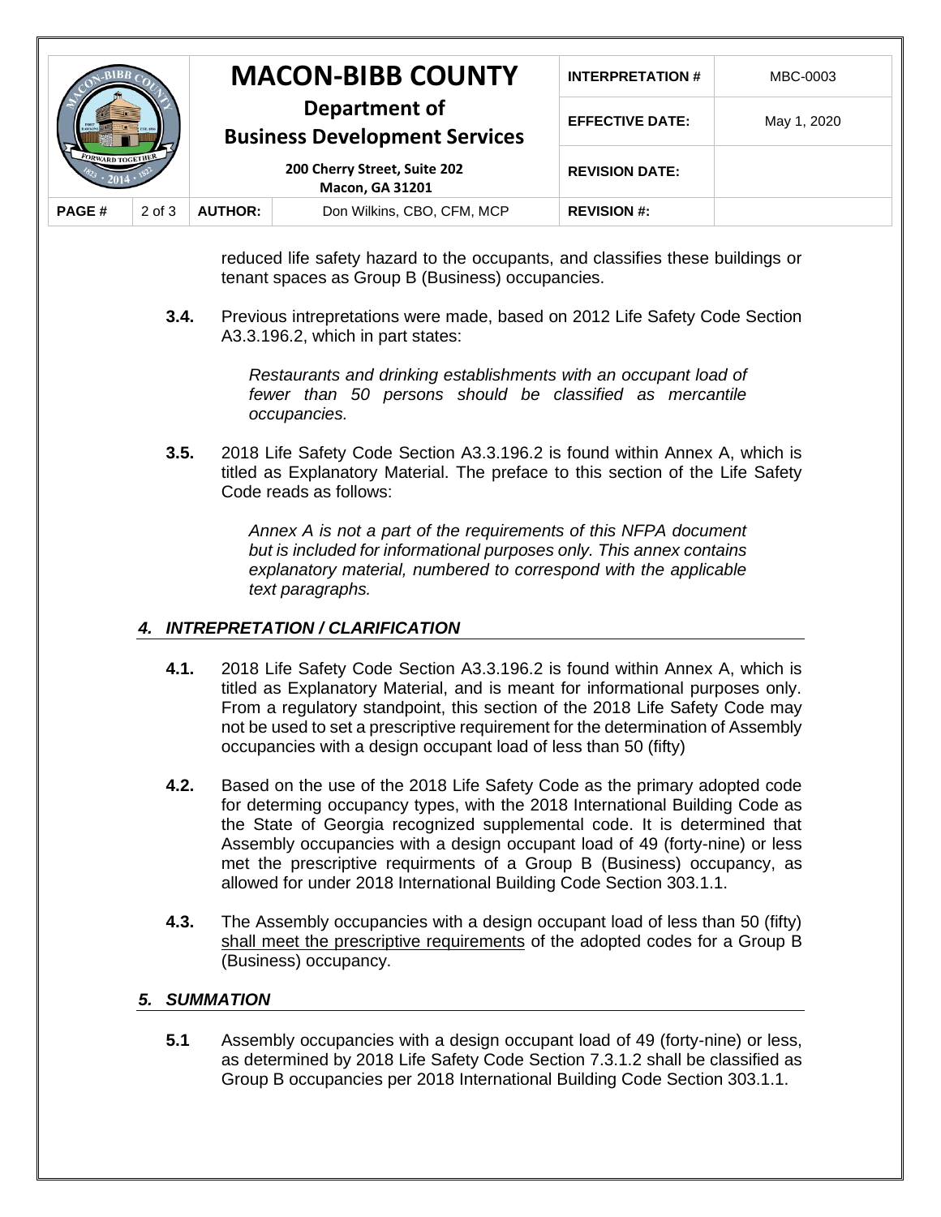reduced life safety hazard to the occupants, and classifies these buildings or tenant spaces as Group B (Business) occupancies.

**3.4.** Previous intrepretations were made, based on 2012 Life Safety Code Section A3.3.196.2, which in part states:

> *Restaurants and drinking establishments with an occupant load of fewer than 50 persons should be classified as mercantile occupancies.*

**3.5.** 2018 Life Safety Code Section A3.3.196.2 is found within Annex A, which is titled as Explanatory Material. The preface to this section of the Life Safety Code reads as follows:

> *Annex A is not a part of the requirements of this NFPA document but is included for informational purposes only. This annex contains explanatory material, numbered to correspond with the applicable text paragraphs.*

## *4. INTREPRETATION / CLARIFICATION*

**4.1.** 2018 Life Safety Code Section A3.3.196.2 is found within Annex A, which is titled as Explanatory Material, and is meant for informational purposes only. From a regulatory standpoint, this section of the 2018 Life Safety Code may not be used to set a prescriptive requirement for the determination of Assembly occupancies with a design occupant load of less than 50 (fifty)

**4.2.** Based on the use of the 2018 Life Safety Code as the primary adopted code for determing occupancy types, with the 2018 International Building Code as the State of Georgia recognized supplemental code. It is determined that Assembly occupancies with a design occupant load of 49 (forty-nine) or less met the prescriptive requirments of a Group B (Business) occupancy, as allowed for under 2018 International Building Code Section 303.1.1.

**4.3.** The Assembly occupancies with a design occupant load of less than 50 (fifty) <u>shall meet the prescriptive requirements</u> of the adopted codes for a Group B (Business) occupancy.

## *5. SUMMATION*

**5.1** Assembly occupancies with a design occupant load of 49 (forty-nine) or less, as determined by 2018 Life Safety Code Section 7.3.1.2 shall be classified as Group B occupancies per 2018 International Building Code Section 303.1.1.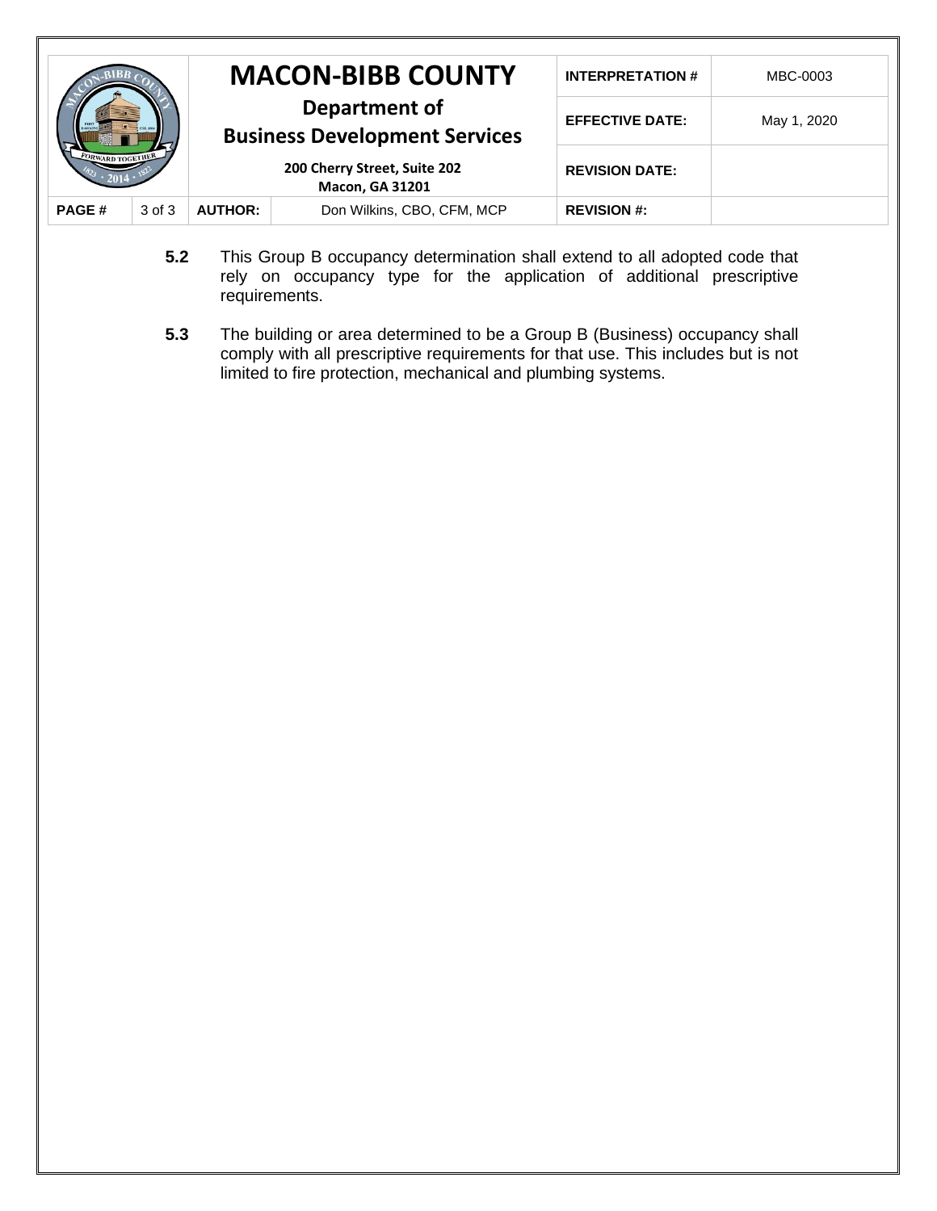**5.2** This Group B occupancy determination shall extend to all adopted code that rely on occupancy type for the application of additional prescriptive requirements.

**5.3** The building or area determined to be a Group B (Business) occupancy shall comply with all prescriptive requirements for that use. This includes but is not limited to fire protection, mechanical and plumbing systems.